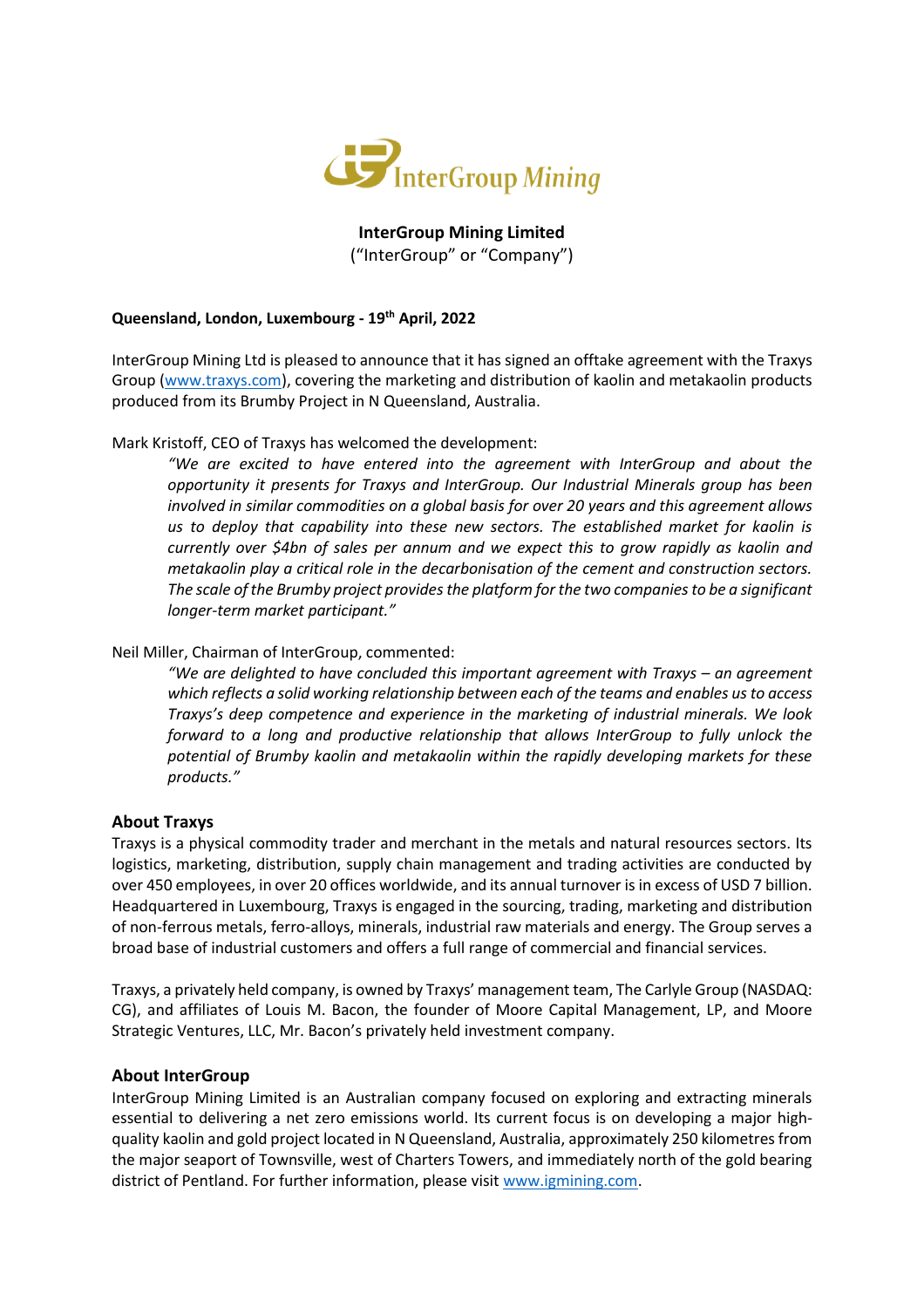**InterGroup Mining Limited**

("InterGroup" or "Company")

**Queensland, London, Luxembourg - 19th April, 2022**

InterGroup Mining Ltd is pleased to announce that it has signed an offtake agreement with the Traxys Group (www.traxys.com), covering the marketing and distribution of kaolin and metakaolin products produced from its Brumby Project in N Queensland, Australia.

Mark Kristoff, CEO of Traxys has welcomed the development:

> *"We are excited to have entered into the agreement with InterGroup and about the opportunity it presents for Traxys and InterGroup. Our Industrial Minerals group has been involved in similar commodities on a global basis for over 20 years and this agreement allows us to deploy that capability into these new sectors. The established market for kaolin is currently over $4bn of sales per annum and we expect this to grow rapidly as kaolin and metakaolin play a critical role in the decarbonisation of the cement and construction sectors. The scale of the Brumby project provides the platform for the two companies to be a significant longer-term market participant."*

Neil Miller, Chairman of InterGroup, commented:

> *"We are delighted to have concluded this important agreement with Traxys – an agreement which reflects a solid working relationship between each of the teams and enables us to access Traxys's deep competence and experience in the marketing of industrial minerals. We look forward to a long and productive relationship that allows InterGroup to fully unlock the potential of Brumby kaolin and metakaolin within the rapidly developing markets for these products."*

## About Traxys

Traxys is a physical commodity trader and merchant in the metals and natural resources sectors. Its logistics, marketing, distribution, supply chain management and trading activities are conducted by over 450 employees, in over 20 offices worldwide, and its annual turnover is in excess of USD 7 billion. Headquartered in Luxembourg, Traxys is engaged in the sourcing, trading, marketing and distribution of non-ferrous metals, ferro-alloys, minerals, industrial raw materials and energy. The Group serves a broad base of industrial customers and offers a full range of commercial and financial services.

Traxys, a privately held company, is owned by Traxys' management team, The Carlyle Group (NASDAQ: CG), and affiliates of Louis M. Bacon, the founder of Moore Capital Management, LP, and Moore Strategic Ventures, LLC, Mr. Bacon's privately held investment company.

## About InterGroup

InterGroup Mining Limited is an Australian company focused on exploring and extracting minerals essential to delivering a net zero emissions world. Its current focus is on developing a major high-quality kaolin and gold project located in N Queensland, Australia, approximately 250 kilometres from the major seaport of Townsville, west of Charters Towers, and immediately north of the gold bearing district of Pentland. For further information, please visit www.igmining.com.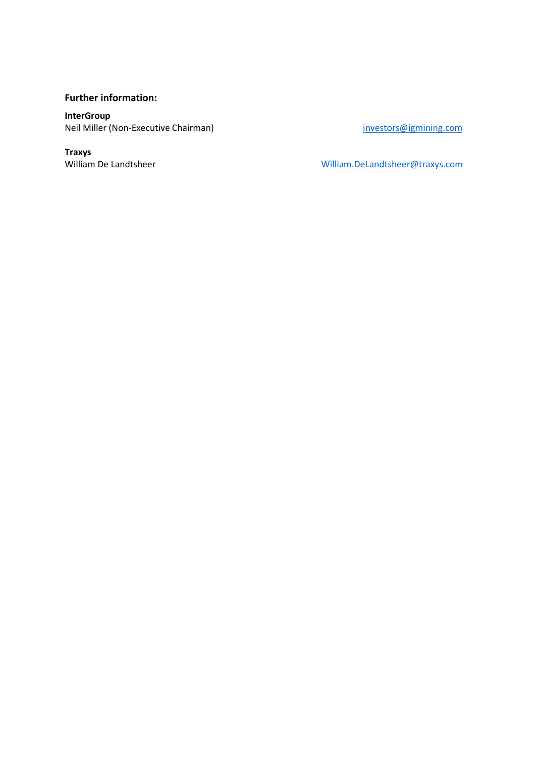**Further information:**

**InterGroup**
Neil Miller (Non-Executive Chairman) investors@igmining.com

**Traxys**
William De Landtsheer William.DeLandtsheer@traxys.com